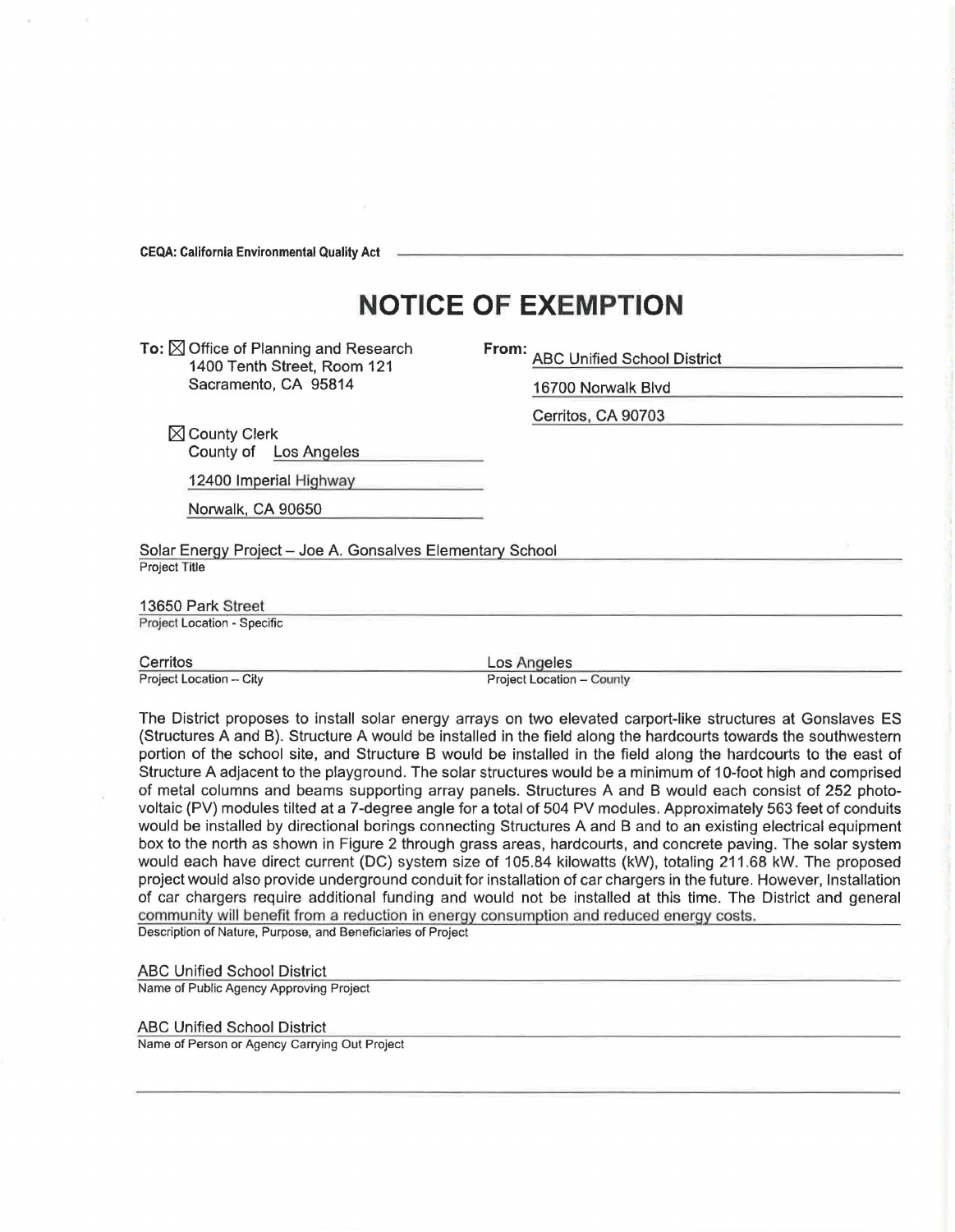**CEQA: California Environmental Quality Act**

# NOTICE OF EXEMPTION

**To:** ☒ Office of Planning and Research
1400 Tenth Street, Room 121
Sacramento, CA 95814

☒ County Clerk
County of Los Angeles
12400 Imperial Highway
Norwalk, CA 90650

**From:** ABC Unified School District
16700 Norwalk Blvd
Cerritos, CA 90703

Solar Energy Project – Joe A. Gonsalves Elementary School
Project Title

13650 Park Street
Project Location - Specific

Cerritos
Project Location – City

Los Angeles
Project Location – County

The District proposes to install solar energy arrays on two elevated carport-like structures at Gonslaves ES (Structures A and B). Structure A would be installed in the field along the hardcourts towards the southwestern portion of the school site, and Structure B would be installed in the field along the hardcourts to the east of Structure A adjacent to the playground. The solar structures would be a minimum of 10-foot high and comprised of metal columns and beams supporting array panels. Structures A and B would each consist of 252 photo-voltaic (PV) modules tilted at a 7-degree angle for a total of 504 PV modules. Approximately 563 feet of conduits would be installed by directional borings connecting Structures A and B and to an existing electrical equipment box to the north as shown in Figure 2 through grass areas, hardcourts, and concrete paving. The solar system would each have direct current (DC) system size of 105.84 kilowatts (kW), totaling 211.68 kW. The proposed project would also provide underground conduit for installation of car chargers in the future. However, Installation of car chargers require additional funding and would not be installed at this time. The District and general community will benefit from a reduction in energy consumption and reduced energy costs.
Description of Nature, Purpose, and Beneficiaries of Project

ABC Unified School District
Name of Public Agency Approving Project

ABC Unified School District
Name of Person or Agency Carrying Out Project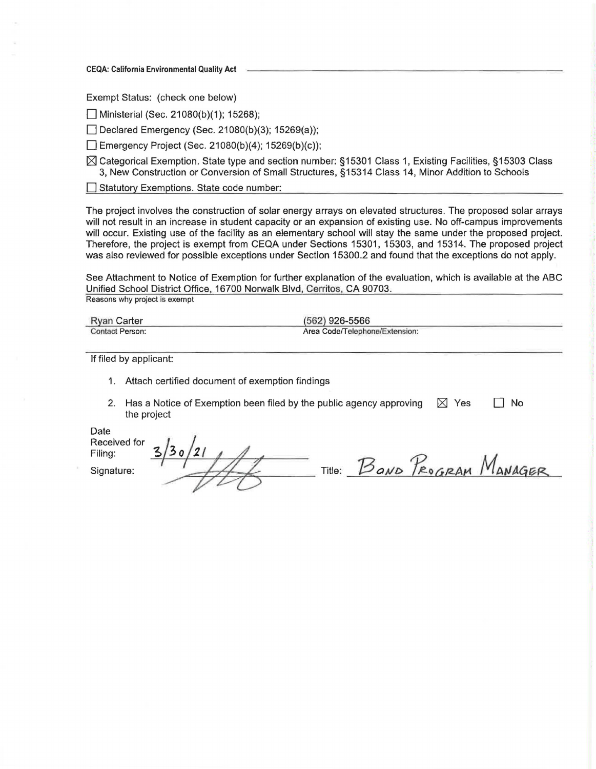**CEQA: California Environmental Quality Act**

Exempt Status: (check one below)

☐ Ministerial (Sec. 21080(b)(1); 15268);

☐ Declared Emergency (Sec. 21080(b)(3); 15269(a));

☐ Emergency Project (Sec. 21080(b)(4); 15269(b)(c));

☒ Categorical Exemption. State type and section number: §15301 Class 1, Existing Facilities, §15303 Class 3, New Construction or Conversion of Small Structures, §15314 Class 14, Minor Addition to Schools

☐ Statutory Exemptions. State code number:

The project involves the construction of solar energy arrays on elevated structures. The proposed solar arrays will not result in an increase in student capacity or an expansion of existing use. No off-campus improvements will occur. Existing use of the facility as an elementary school will stay the same under the proposed project. Therefore, the project is exempt from CEQA under Sections 15301, 15303, and 15314. The proposed project was also reviewed for possible exceptions under Section 15300.2 and found that the exceptions do not apply.

See Attachment to Notice of Exemption for further explanation of the evaluation, which is available at the ABC Unified School District Office, 16700 Norwalk Blvd, Cerritos, CA 90703.

Reasons why project is exempt

Ryan Carter
Contact Person:

(562) 926-5566
Area Code/Telephone/Extension:

If filed by applicant:

1. Attach certified document of exemption findings
2. Has a Notice of Exemption been filed by the public agency approving the project ☒ Yes ☐ No

Date Received for Filing: 3/30/21

Signature: [signature]

Title: BOND PROGRAM MANAGER